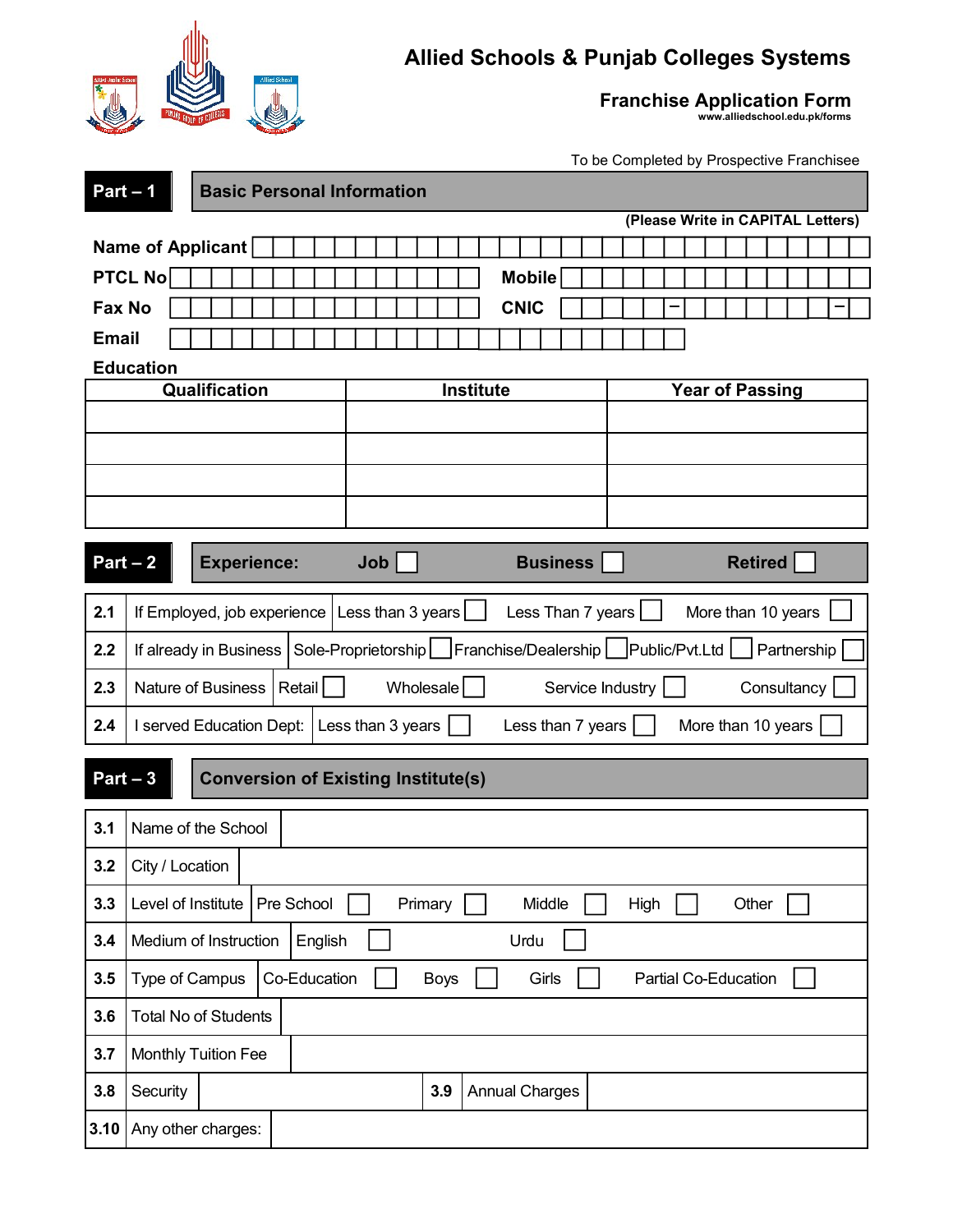# Allied Schools & Punjab Colleges Systems

## Franchise Application Form

www.alliedschool.edu.pk/forms

To be Completed by Prospective Franchisee

## Part – 1 Basic Personal Information

**(Please Write in CAPITAL Letters)**

**Name of Applicant** ☐☐☐☐☐☐☐☐☐☐☐☐☐☐☐☐☐☐☐☐☐☐☐☐☐☐☐☐☐☐

**PTCL No** ☐☐☐☐☐☐☐☐☐☐☐☐☐☐☐ **Mobile** ☐☐☐☐☐☐☐☐☐☐☐☐☐☐☐

**Fax No** ☐☐☐☐☐☐☐☐☐☐☐☐☐☐☐ **CNIC** ☐☐☐☐☐–☐☐☐☐☐☐☐–☐

**Email** ☐☐☐☐☐☐☐☐☐☐☐☐☐☐☐☐☐☐☐☐☐☐☐☐☐

**Education**

| Qualification | Institute | Year of Passing |
|---|---|---|
| | | |
| | | |
| | | |
| | | |

## Part – 2 Experience: Job ☐ Business ☐ Retired ☐

| | | | | | |
|---|---|---|---|---|---|
| 2.1 | If Employed, job experience | Less than 3 years ☐ | Less Than 7 years ☐ | More than 10 years ☐ | |
| 2.2 | If already in Business | Sole-Proprietorship ☐ | Franchise/Dealership ☐ | Public/Pvt.Ltd ☐ | Partnership ☐ |
| 2.3 | Nature of Business | Retail ☐ | Wholesale ☐ | Service Industry ☐ | Consultancy ☐ |
| 2.4 | I served Education Dept: | Less than 3 years ☐ | Less than 7 years ☐ | More than 10 years ☐ | |

## Part – 3 Conversion of Existing Institute(s)

| | | | | | |
|---|---|---|---|---|---|
| 3.1 | Name of the School | | | | |
| 3.2 | City / Location | | | | |
| 3.3 | Level of Institute | Pre School ☐ Primary ☐ | Middle ☐ | High ☐ | Other ☐ |
| 3.4 | Medium of Instruction | English ☐ | Urdu ☐ | | |
| 3.5 | Type of Campus | Co-Education ☐ | Boys ☐ | Girls ☐ | Partial Co-Education ☐ |
| 3.6 | Total No of Students | | | | |
| 3.7 | Monthly Tuition Fee | | | | |
| 3.8 | Security | | 3.9 | Annual Charges | |
| 3.10 | Any other charges: | | | | |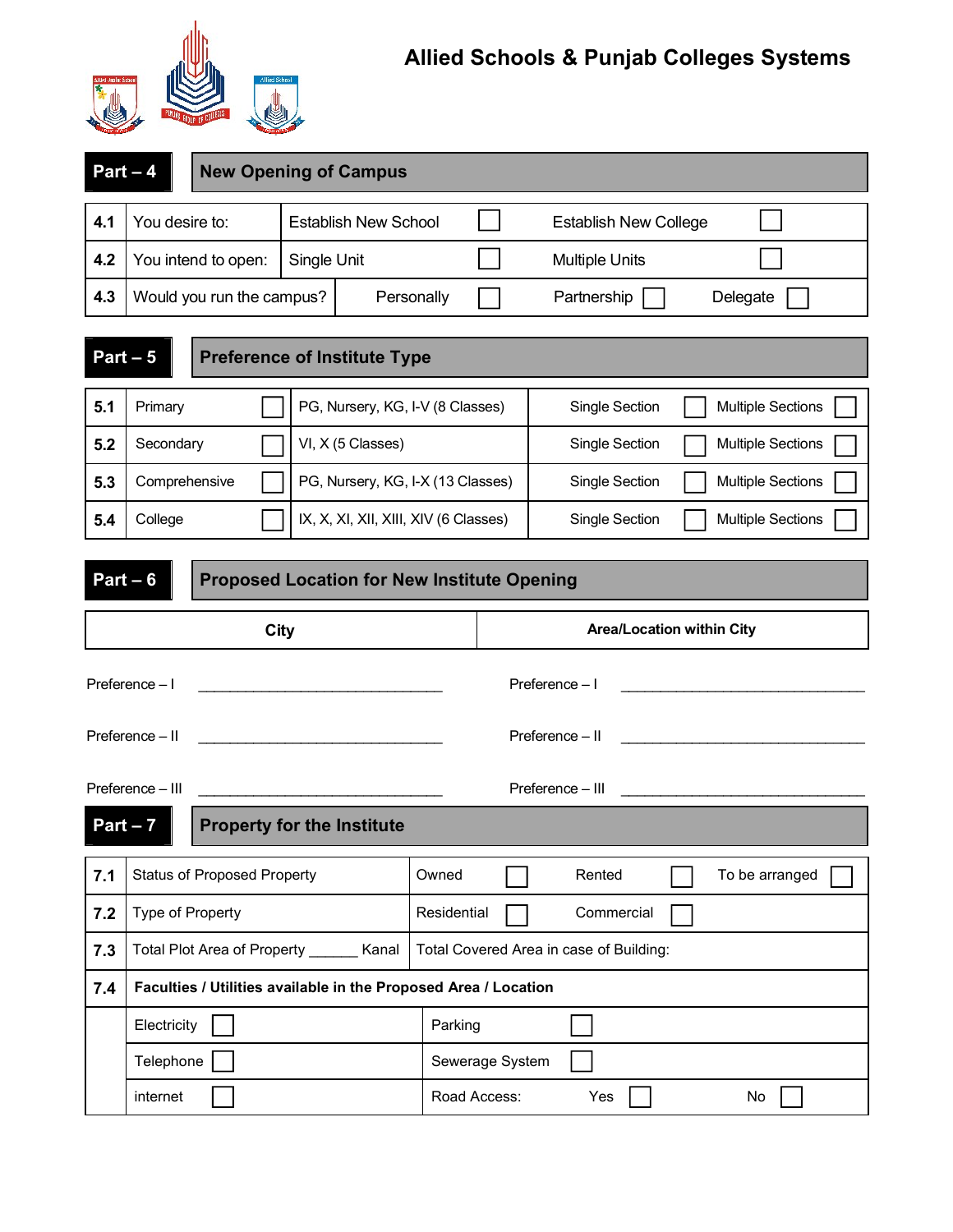# Allied Schools & Punjab Colleges Systems

## Part – 4 New Opening of Campus

| | | | | | |
|---|---|---|---|---|---|
| 4.1 | You desire to: | Establish New School | ☐ | Establish New College | ☐ |
| 4.2 | You intend to open: | Single Unit | ☐ | Multiple Units | ☐ |
| 4.3 | Would you run the campus? | Personally ☐ | | Partnership ☐ | Delegate ☐ |

## Part – 5 Preference of Institute Type

| | | | | | |
|---|---|---|---|---|---|
| 5.1 | Primary ☐ | PG, Nursery, KG, I-V (8 Classes) | Single Section ☐ | Multiple Sections ☐ |
| 5.2 | Secondary ☐ | VI, X (5 Classes) | Single Section ☐ | Multiple Sections ☐ |
| 5.3 | Comprehensive ☐ | PG, Nursery, KG, I-X (13 Classes) | Single Section ☐ | Multiple Sections ☐ |
| 5.4 | College ☐ | IX, X, XI, XII, XIII, XIV (6 Classes) | Single Section ☐ | Multiple Sections ☐ |

## Part – 6 Proposed Location for New Institute Opening

| City | Area/Location within City |
|---|---|
| Preference – I ______________________________ | Preference – I ______________________________ |
| Preference – II ______________________________ | Preference – II ______________________________ |
| Preference – III ______________________________ | Preference – III ______________________________ |

## Part – 7 Property for the Institute

| | | | | |
|---|---|---|---|---|
| 7.1 | Status of Proposed Property | Owned ☐ | Rented ☐ | To be arranged ☐ |
| 7.2 | Type of Property | Residential ☐ | Commercial ☐ | |
| 7.3 | Total Plot Area of Property ______ Kanal | Total Covered Area in case of Building: | | |
| 7.4 | **Faculties / Utilities available in the Proposed Area / Location** | | | |
| | Electricity ☐ | Parking ☐ | | |
| | Telephone ☐ | Sewerage System ☐ | | |
| | internet ☐ | Road Access: | Yes ☐ | No ☐ |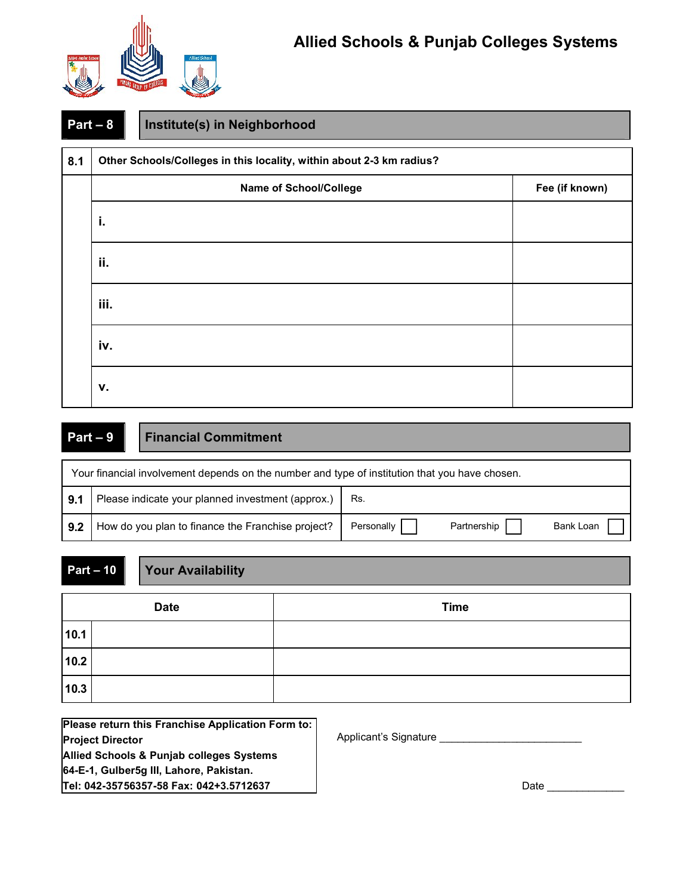# Allied Schools & Punjab Colleges Systems

## Part – 8 Institute(s) in Neighborhood

| 8.1 | Other Schools/Colleges in this locality, within about 2-3 km radius? | |
|---|---|---|
| | **Name of School/College** | **Fee (if known)** |
| | i. | |
| | ii. | |
| | iii. | |
| | iv. | |
| | v. | |

## Part – 9 Financial Commitment

| | | |
|---|---|---|
| Your financial involvement depends on the number and type of institution that you have chosen. | | |
| 9.1 | Please indicate your planned investment (approx.) | Rs. |
| 9.2 | How do you plan to finance the Franchise project? | Personally ☐ Partnership ☐ Bank Loan ☐ |

## Part – 10 Your Availability

| | Date | Time |
|---|---|---|
| 10.1 | | |
| 10.2 | | |
| 10.3 | | |

**Please return this Franchise Application Form to:**
**Project Director**
**Allied Schools & Punjab colleges Systems**
**64-E-1, Gulber5g III, Lahore, Pakistan.**
**Tel: 042-35756357-58 Fax: 042+3.5712637**

Applicant's Signature ________________________

Date _____________